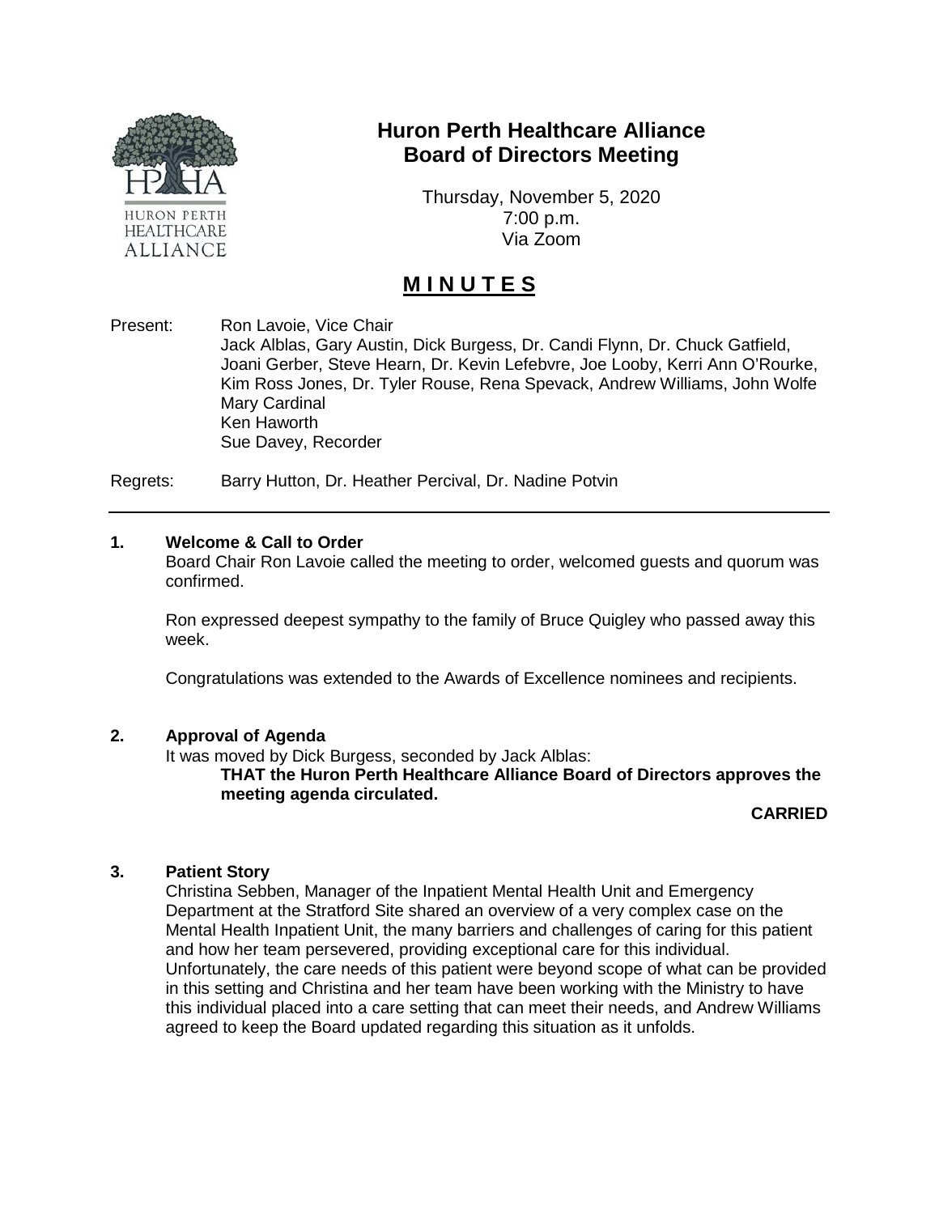# Huron Perth Healthcare Alliance
## Board of Directors Meeting

Thursday, November 5, 2020
7:00 p.m.
Via Zoom

## **M I N U T E S**

Present: Ron Lavoie, Vice Chair
Jack Alblas, Gary Austin, Dick Burgess, Dr. Candi Flynn, Dr. Chuck Gatfield, Joani Gerber, Steve Hearn, Dr. Kevin Lefebvre, Joe Looby, Kerri Ann O'Rourke, Kim Ross Jones, Dr. Tyler Rouse, Rena Spevack, Andrew Williams, John Wolfe
Mary Cardinal
Ken Haworth
Sue Davey, Recorder

Regrets: Barry Hutton, Dr. Heather Percival, Dr. Nadine Potvin

---

### 1. Welcome & Call to Order

Board Chair Ron Lavoie called the meeting to order, welcomed guests and quorum was confirmed.

Ron expressed deepest sympathy to the family of Bruce Quigley who passed away this week.

Congratulations was extended to the Awards of Excellence nominees and recipients.

### 2. Approval of Agenda

It was moved by Dick Burgess, seconded by Jack Alblas:

**THAT the Huron Perth Healthcare Alliance Board of Directors approves the meeting agenda circulated.**

**CARRIED**

### 3. Patient Story

Christina Sebben, Manager of the Inpatient Mental Health Unit and Emergency Department at the Stratford Site shared an overview of a very complex case on the Mental Health Inpatient Unit, the many barriers and challenges of caring for this patient and how her team persevered, providing exceptional care for this individual. Unfortunately, the care needs of this patient were beyond scope of what can be provided in this setting and Christina and her team have been working with the Ministry to have this individual placed into a care setting that can meet their needs, and Andrew Williams agreed to keep the Board updated regarding this situation as it unfolds.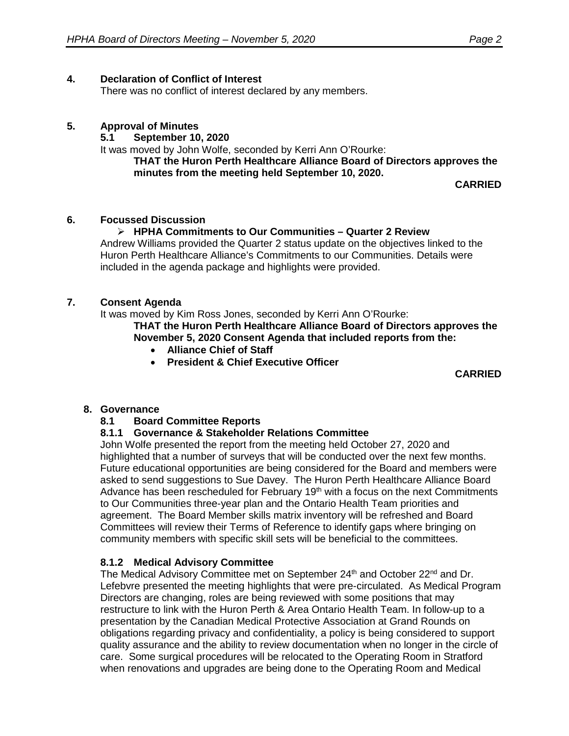## 4. Declaration of Conflict of Interest

There was no conflict of interest declared by any members.

## 5. Approval of Minutes

### 5.1 September 10, 2020

It was moved by John Wolfe, seconded by Kerri Ann O'Rourke:

**THAT the Huron Perth Healthcare Alliance Board of Directors approves the minutes from the meeting held September 10, 2020.**

**CARRIED**

## 6. Focussed Discussion

- **HPHA Commitments to Our Communities – Quarter 2 Review**

Andrew Williams provided the Quarter 2 status update on the objectives linked to the Huron Perth Healthcare Alliance's Commitments to our Communities. Details were included in the agenda package and highlights were provided.

## 7. Consent Agenda

It was moved by Kim Ross Jones, seconded by Kerri Ann O'Rourke:

**THAT the Huron Perth Healthcare Alliance Board of Directors approves the November 5, 2020 Consent Agenda that included reports from the:**

- **Alliance Chief of Staff**
- **President & Chief Executive Officer**

**CARRIED**

## 8. Governance

### 8.1 Board Committee Reports

#### 8.1.1 Governance & Stakeholder Relations Committee

John Wolfe presented the report from the meeting held October 27, 2020 and highlighted that a number of surveys that will be conducted over the next few months. Future educational opportunities are being considered for the Board and members were asked to send suggestions to Sue Davey. The Huron Perth Healthcare Alliance Board Advance has been rescheduled for February 19th with a focus on the next Commitments to Our Communities three-year plan and the Ontario Health Team priorities and agreement. The Board Member skills matrix inventory will be refreshed and Board Committees will review their Terms of Reference to identify gaps where bringing on community members with specific skill sets will be beneficial to the committees.

#### 8.1.2 Medical Advisory Committee

The Medical Advisory Committee met on September 24th and October 22nd and Dr. Lefebvre presented the meeting highlights that were pre-circulated. As Medical Program Directors are changing, roles are being reviewed with some positions that may restructure to link with the Huron Perth & Area Ontario Health Team. In follow-up to a presentation by the Canadian Medical Protective Association at Grand Rounds on obligations regarding privacy and confidentiality, a policy is being considered to support quality assurance and the ability to review documentation when no longer in the circle of care. Some surgical procedures will be relocated to the Operating Room in Stratford when renovations and upgrades are being done to the Operating Room and Medical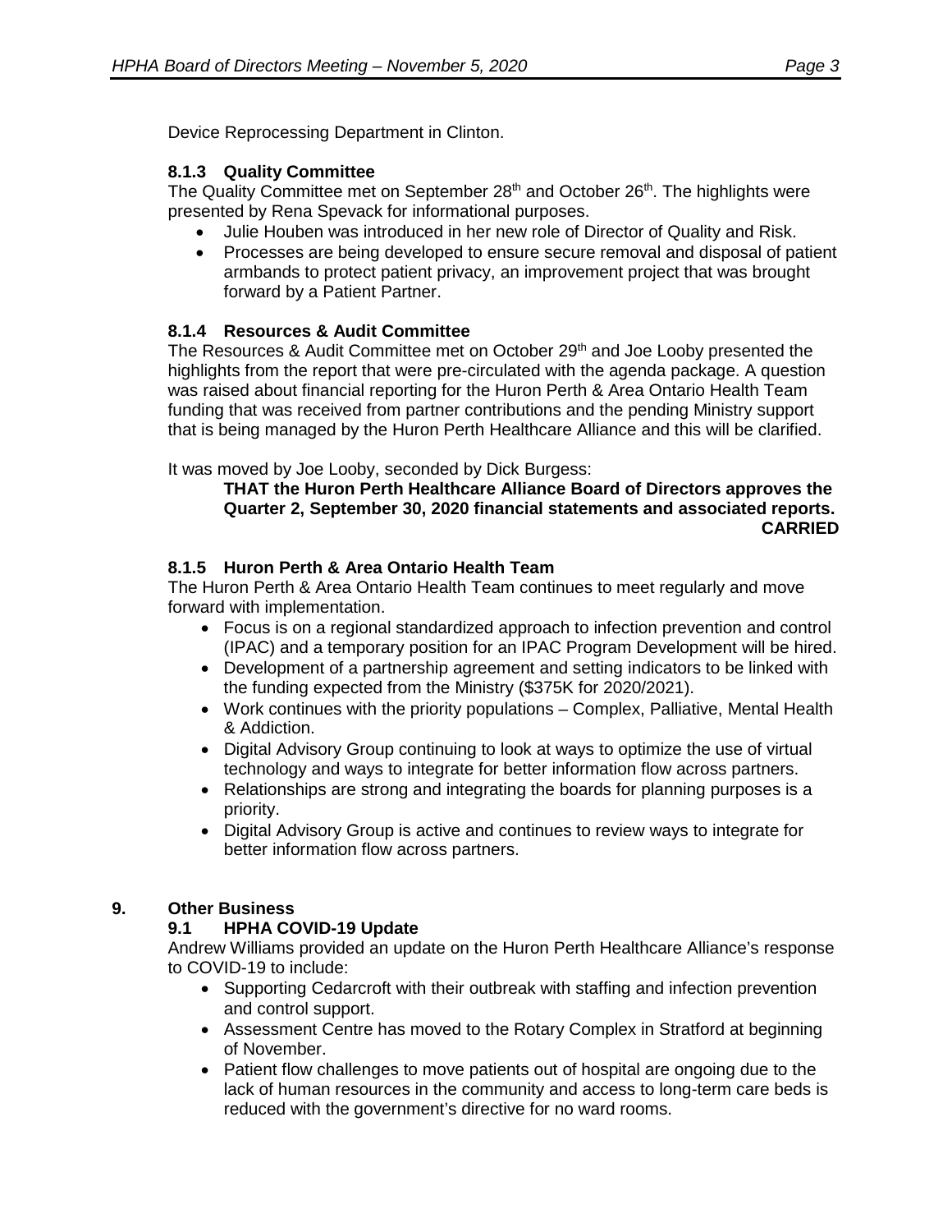Device Reprocessing Department in Clinton.

### 8.1.3 Quality Committee

The Quality Committee met on September 28th and October 26th. The highlights were presented by Rena Spevack for informational purposes.

- Julie Houben was introduced in her new role of Director of Quality and Risk.
- Processes are being developed to ensure secure removal and disposal of patient armbands to protect patient privacy, an improvement project that was brought forward by a Patient Partner.

### 8.1.4 Resources & Audit Committee

The Resources & Audit Committee met on October 29th and Joe Looby presented the highlights from the report that were pre-circulated with the agenda package. A question was raised about financial reporting for the Huron Perth & Area Ontario Health Team funding that was received from partner contributions and the pending Ministry support that is being managed by the Huron Perth Healthcare Alliance and this will be clarified.

It was moved by Joe Looby, seconded by Dick Burgess:

> **THAT the Huron Perth Healthcare Alliance Board of Directors approves the Quarter 2, September 30, 2020 financial statements and associated reports.**
>
> **CARRIED**

### 8.1.5 Huron Perth & Area Ontario Health Team

The Huron Perth & Area Ontario Health Team continues to meet regularly and move forward with implementation.

- Focus is on a regional standardized approach to infection prevention and control (IPAC) and a temporary position for an IPAC Program Development will be hired.
- Development of a partnership agreement and setting indicators to be linked with the funding expected from the Ministry ($375K for 2020/2021).
- Work continues with the priority populations – Complex, Palliative, Mental Health & Addiction.
- Digital Advisory Group continuing to look at ways to optimize the use of virtual technology and ways to integrate for better information flow across partners.
- Relationships are strong and integrating the boards for planning purposes is a priority.
- Digital Advisory Group is active and continues to review ways to integrate for better information flow across partners.

## 9. Other Business

### 9.1 HPHA COVID-19 Update

Andrew Williams provided an update on the Huron Perth Healthcare Alliance's response to COVID-19 to include:

- Supporting Cedarcroft with their outbreak with staffing and infection prevention and control support.
- Assessment Centre has moved to the Rotary Complex in Stratford at beginning of November.
- Patient flow challenges to move patients out of hospital are ongoing due to the lack of human resources in the community and access to long-term care beds is reduced with the government's directive for no ward rooms.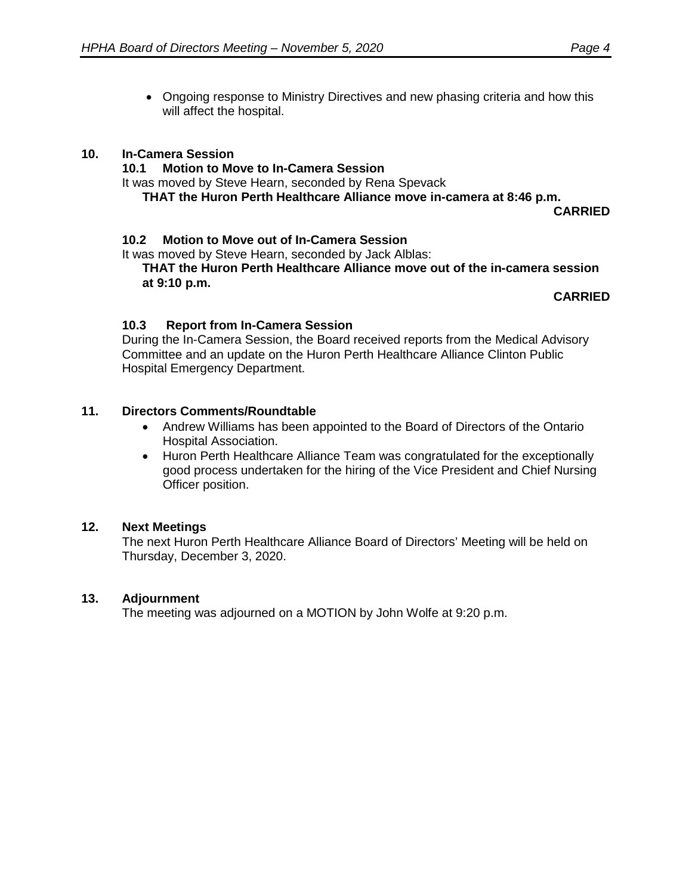- Ongoing response to Ministry Directives and new phasing criteria and how this will affect the hospital.

## 10. In-Camera Session

### 10.1 Motion to Move to In-Camera Session

It was moved by Steve Hearn, seconded by Rena Spevack

**THAT the Huron Perth Healthcare Alliance move in-camera at 8:46 p.m.**

**CARRIED**

### 10.2 Motion to Move out of In-Camera Session

It was moved by Steve Hearn, seconded by Jack Alblas:

**THAT the Huron Perth Healthcare Alliance move out of the in-camera session at 9:10 p.m.**

**CARRIED**

### 10.3 Report from In-Camera Session

During the In-Camera Session, the Board received reports from the Medical Advisory Committee and an update on the Huron Perth Healthcare Alliance Clinton Public Hospital Emergency Department.

## 11. Directors Comments/Roundtable

- Andrew Williams has been appointed to the Board of Directors of the Ontario Hospital Association.
- Huron Perth Healthcare Alliance Team was congratulated for the exceptionally good process undertaken for the hiring of the Vice President and Chief Nursing Officer position.

## 12. Next Meetings

The next Huron Perth Healthcare Alliance Board of Directors' Meeting will be held on Thursday, December 3, 2020.

## 13. Adjournment

The meeting was adjourned on a MOTION by John Wolfe at 9:20 p.m.